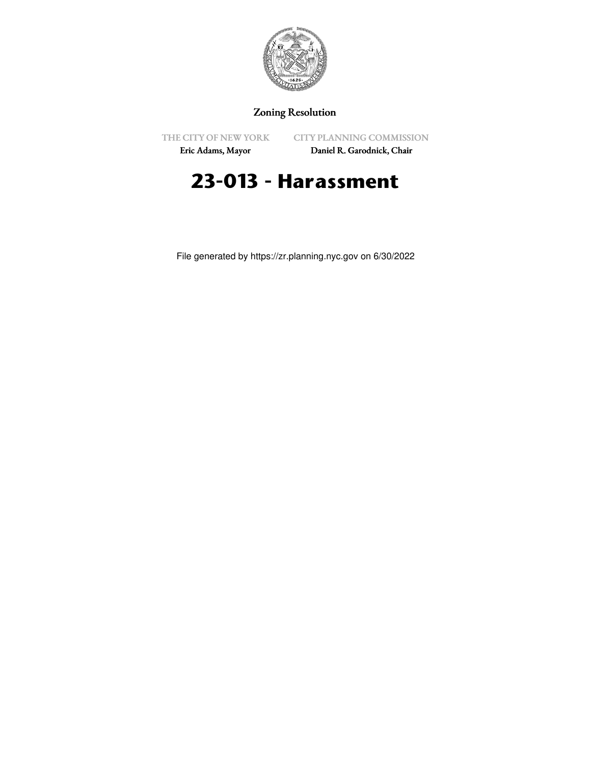Zoning Resolution

THE CITY OF NEW YORK
Eric Adams, Mayor

CITY PLANNING COMMISSION
Daniel R. Garodnick, Chair

# 23-013 - Harassment

File generated by https://zr.planning.nyc.gov on 6/30/2022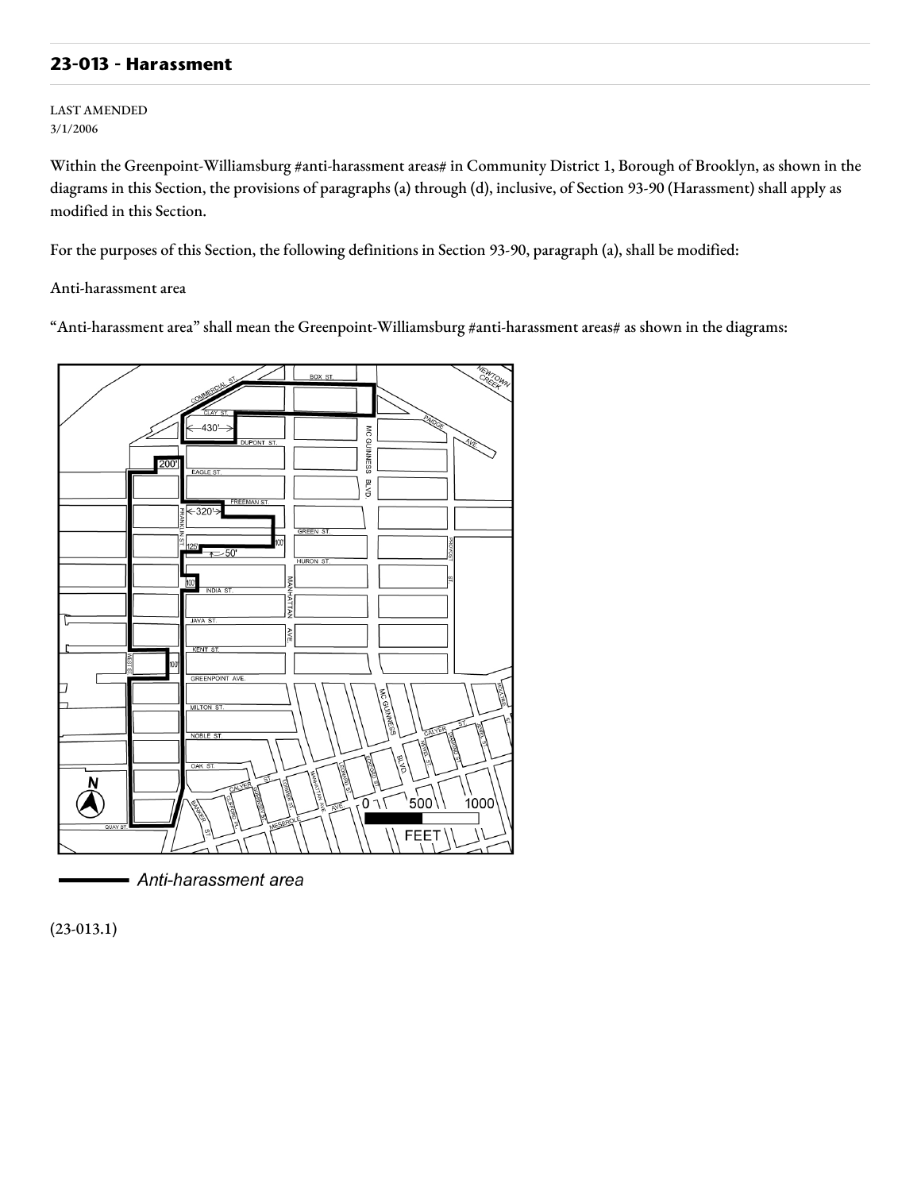## 23-013 - Harassment

LAST AMENDED
3/1/2006

Within the Greenpoint-Williamsburg #anti-harassment areas# in Community District 1, Borough of Brooklyn, as shown in the diagrams in this Section, the provisions of paragraphs (a) through (d), inclusive, of Section 93-90 (Harassment) shall apply as modified in this Section.

For the purposes of this Section, the following definitions in Section 93-90, paragraph (a), shall be modified:

Anti-harassment area

"Anti-harassment area" shall mean the Greenpoint-Williamsburg #anti-harassment areas# as shown in the diagrams:

Anti-harassment area

(23-013.1)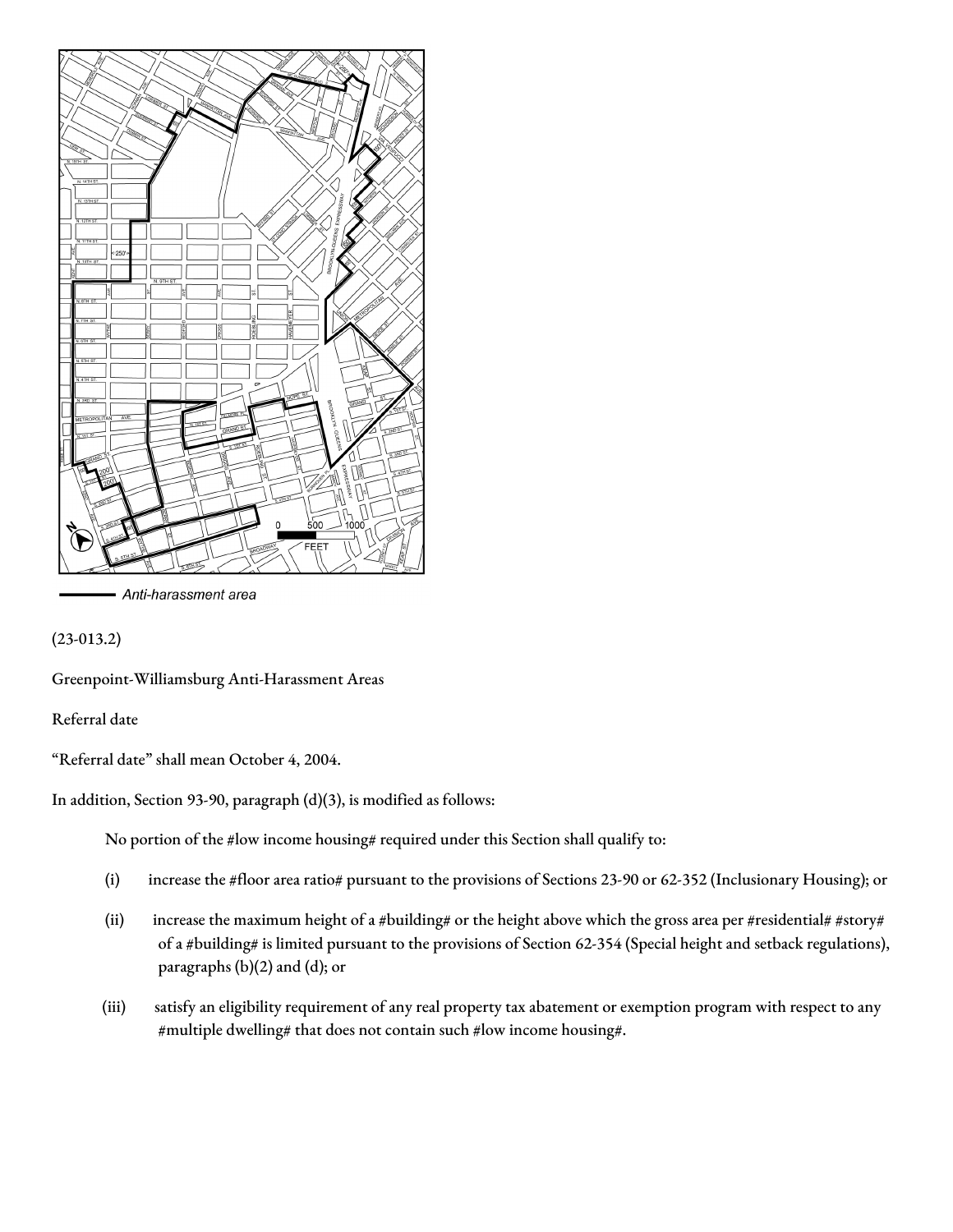Anti-harassment area

(23-013.2)

Greenpoint-Williamsburg Anti-Harassment Areas

Referral date

"Referral date" shall mean October 4, 2004.

In addition, Section 93-90, paragraph (d)(3), is modified as follows:

> No portion of the #low income housing# required under this Section shall qualify to:
>
> (i) increase the #floor area ratio# pursuant to the provisions of Sections 23-90 or 62-352 (Inclusionary Housing); or
>
> (ii) increase the maximum height of a #building# or the height above which the gross area per #residential# #story# of a #building# is limited pursuant to the provisions of Section 62-354 (Special height and setback regulations), paragraphs (b)(2) and (d); or
>
> (iii) satisfy an eligibility requirement of any real property tax abatement or exemption program with respect to any #multiple dwelling# that does not contain such #low income housing#.